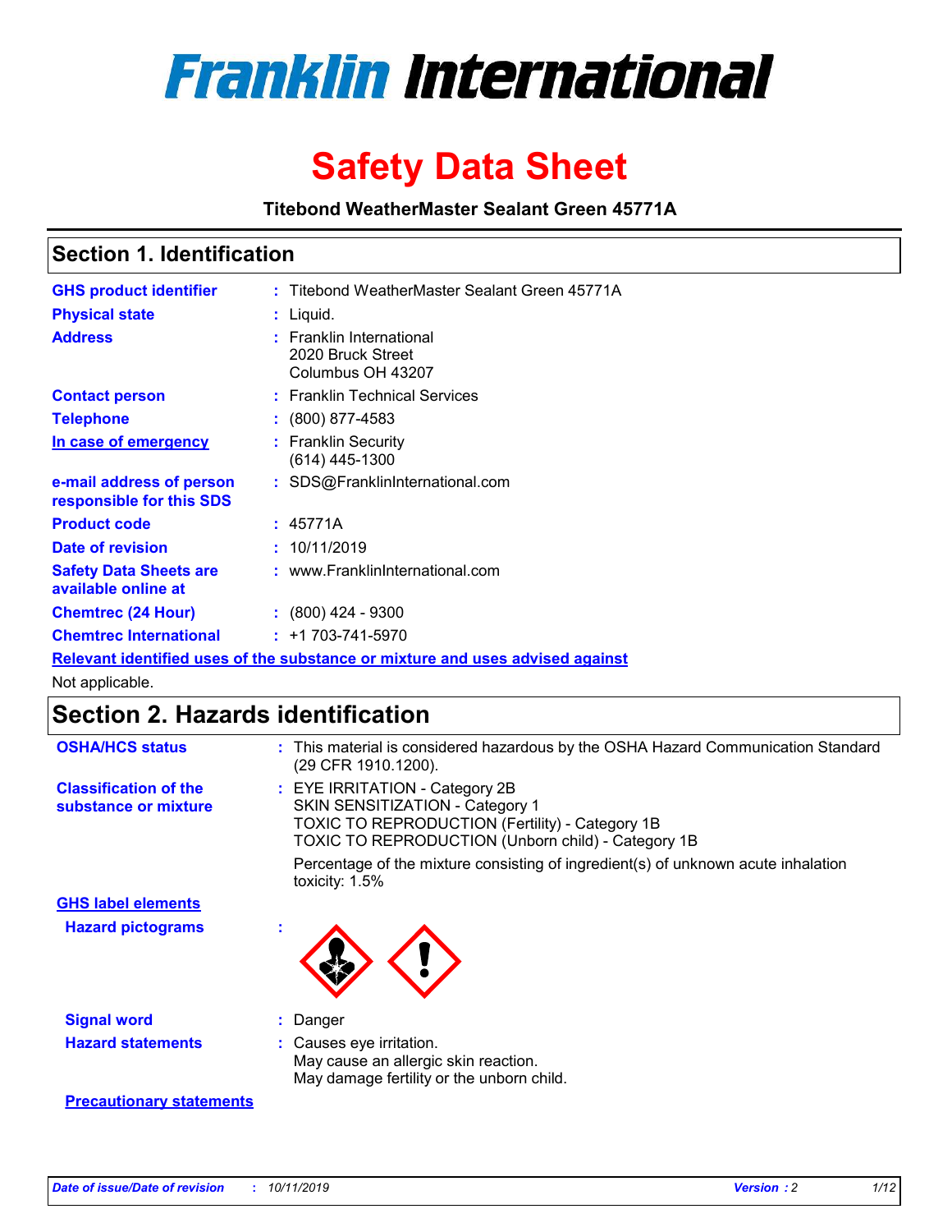# Franklin International

# Safety Data Sheet

**Titebond WeatherMaster Sealant Green 45771A**

## Section 1. Identification

| | | |
|---|---|---|
| **GHS product identifier** | : | Titebond WeatherMaster Sealant Green 45771A |
| **Physical state** | : | Liquid. |
| **Address** | : | Franklin International<br>2020 Bruck Street<br>Columbus OH 43207 |
| **Contact person** | : | Franklin Technical Services |
| **Telephone** | : | (800) 877-4583 |
| **In case of emergency** | : | Franklin Security<br>(614) 445-1300 |
| **e-mail address of person responsible for this SDS** | : | SDS@FranklinInternational.com |
| **Product code** | : | 45771A |
| **Date of revision** | : | 10/11/2019 |
| **Safety Data Sheets are available online at** | : | www.FranklinInternational.com |
| **Chemtrec (24 Hour)** | : | (800) 424 - 9300 |
| **Chemtrec International** | : | +1 703-741-5970 |

**Relevant identified uses of the substance or mixture and uses advised against**

Not applicable.

## Section 2. Hazards identification

| | | |
|---|---|---|
| **OSHA/HCS status** | : | This material is considered hazardous by the OSHA Hazard Communication Standard (29 CFR 1910.1200). |
| **Classification of the substance or mixture** | : | EYE IRRITATION - Category 2B<br>SKIN SENSITIZATION - Category 1<br>TOXIC TO REPRODUCTION (Fertility) - Category 1B<br>TOXIC TO REPRODUCTION (Unborn child) - Category 1B<br><br>Percentage of the mixture consisting of ingredient(s) of unknown acute inhalation toxicity: 1.5% |

**GHS label elements**

| | | |
|---|---|---|
| **Hazard pictograms** | : | |
| **Signal word** | : | Danger |
| **Hazard statements** | : | Causes eye irritation.<br>May cause an allergic skin reaction.<br>May damage fertility or the unborn child. |

**Precautionary statements**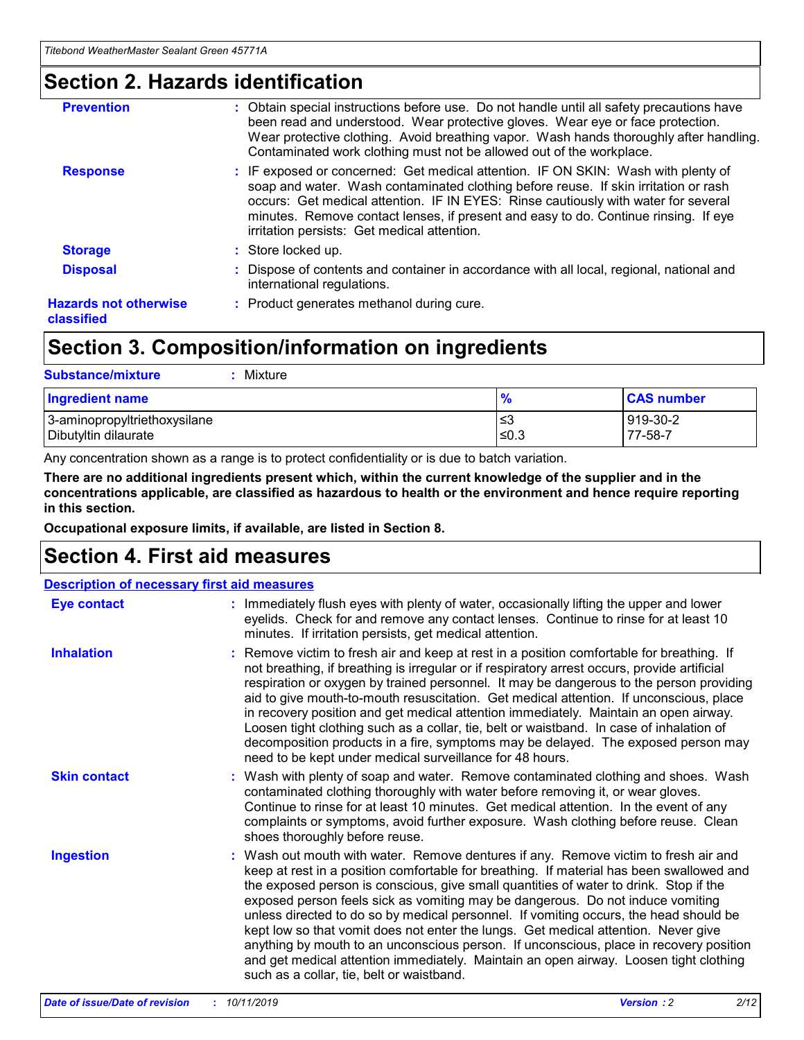## Section 2. Hazards identification

**Prevention** : Obtain special instructions before use. Do not handle until all safety precautions have been read and understood. Wear protective gloves. Wear eye or face protection. Wear protective clothing. Avoid breathing vapor. Wash hands thoroughly after handling. Contaminated work clothing must not be allowed out of the workplace.

**Response** : IF exposed or concerned: Get medical attention. IF ON SKIN: Wash with plenty of soap and water. Wash contaminated clothing before reuse. If skin irritation or rash occurs: Get medical attention. IF IN EYES: Rinse cautiously with water for several minutes. Remove contact lenses, if present and easy to do. Continue rinsing. If eye irritation persists: Get medical attention.

**Storage** : Store locked up.

**Disposal** : Dispose of contents and container in accordance with all local, regional, national and international regulations.

**Hazards not otherwise classified** : Product generates methanol during cure.

## Section 3. Composition/information on ingredients

**Substance/mixture** : Mixture

| Ingredient name | % | CAS number |
| --- | --- | --- |
| 3-aminopropyltriethoxysilane | ≤3 | 919-30-2 |
| Dibutyltin dilaurate | ≤0.3 | 77-58-7 |

Any concentration shown as a range is to protect confidentiality or is due to batch variation.

**There are no additional ingredients present which, within the current knowledge of the supplier and in the concentrations applicable, are classified as hazardous to health or the environment and hence require reporting in this section.**

**Occupational exposure limits, if available, are listed in Section 8.**

## Section 4. First aid measures

**Description of necessary first aid measures**

**Eye contact** : Immediately flush eyes with plenty of water, occasionally lifting the upper and lower eyelids. Check for and remove any contact lenses. Continue to rinse for at least 10 minutes. If irritation persists, get medical attention.

**Inhalation** : Remove victim to fresh air and keep at rest in a position comfortable for breathing. If not breathing, if breathing is irregular or if respiratory arrest occurs, provide artificial respiration or oxygen by trained personnel. It may be dangerous to the person providing aid to give mouth-to-mouth resuscitation. Get medical attention. If unconscious, place in recovery position and get medical attention immediately. Maintain an open airway. Loosen tight clothing such as a collar, tie, belt or waistband. In case of inhalation of decomposition products in a fire, symptoms may be delayed. The exposed person may need to be kept under medical surveillance for 48 hours.

**Skin contact** : Wash with plenty of soap and water. Remove contaminated clothing and shoes. Wash contaminated clothing thoroughly with water before removing it, or wear gloves. Continue to rinse for at least 10 minutes. Get medical attention. In the event of any complaints or symptoms, avoid further exposure. Wash clothing before reuse. Clean shoes thoroughly before reuse.

**Ingestion** : Wash out mouth with water. Remove dentures if any. Remove victim to fresh air and keep at rest in a position comfortable for breathing. If material has been swallowed and the exposed person is conscious, give small quantities of water to drink. Stop if the exposed person feels sick as vomiting may be dangerous. Do not induce vomiting unless directed to do so by medical personnel. If vomiting occurs, the head should be kept low so that vomit does not enter the lungs. Get medical attention. Never give anything by mouth to an unconscious person. If unconscious, place in recovery position and get medical attention immediately. Maintain an open airway. Loosen tight clothing such as a collar, tie, belt or waistband.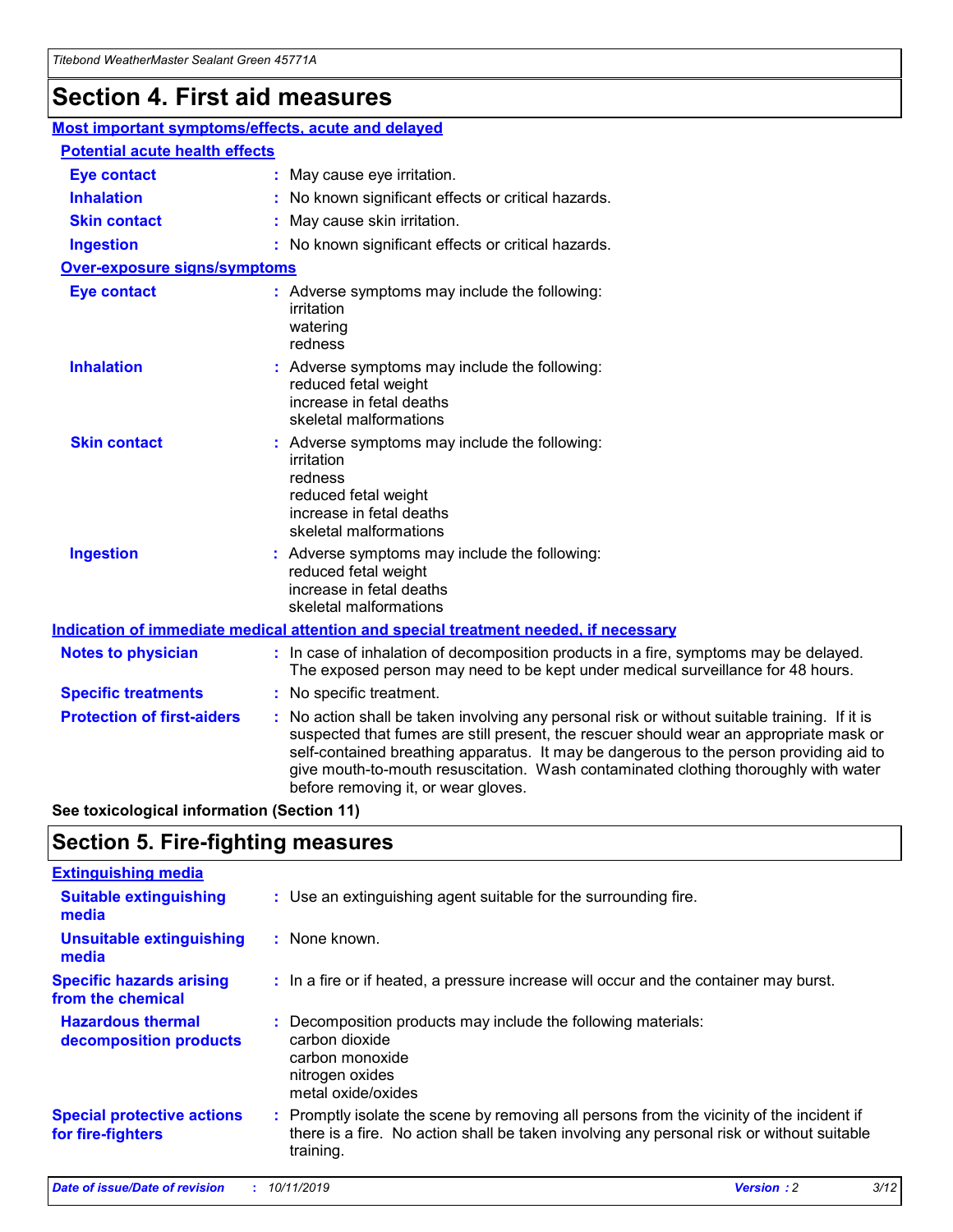# Section 4. First aid measures

## Most important symptoms/effects, acute and delayed

### Potential acute health effects

| | |
|---|---|
| **Eye contact** | : May cause eye irritation. |
| **Inhalation** | : No known significant effects or critical hazards. |
| **Skin contact** | : May cause skin irritation. |
| **Ingestion** | : No known significant effects or critical hazards. |

### Over-exposure signs/symptoms

| | |
|---|---|
| **Eye contact** | : Adverse symptoms may include the following: irritation, watering, redness |
| **Inhalation** | : Adverse symptoms may include the following: reduced fetal weight, increase in fetal deaths, skeletal malformations |
| **Skin contact** | : Adverse symptoms may include the following: irritation, redness, reduced fetal weight, increase in fetal deaths, skeletal malformations |
| **Ingestion** | : Adverse symptoms may include the following: reduced fetal weight, increase in fetal deaths, skeletal malformations |

## Indication of immediate medical attention and special treatment needed, if necessary

| | |
|---|---|
| **Notes to physician** | : In case of inhalation of decomposition products in a fire, symptoms may be delayed. The exposed person may need to be kept under medical surveillance for 48 hours. |
| **Specific treatments** | : No specific treatment. |
| **Protection of first-aiders** | : No action shall be taken involving any personal risk or without suitable training. If it is suspected that fumes are still present, the rescuer should wear an appropriate mask or self-contained breathing apparatus. It may be dangerous to the person providing aid to give mouth-to-mouth resuscitation. Wash contaminated clothing thoroughly with water before removing it, or wear gloves. |

**See toxicological information (Section 11)**

# Section 5. Fire-fighting measures

## Extinguishing media

| | |
|---|---|
| **Suitable extinguishing media** | : Use an extinguishing agent suitable for the surrounding fire. |
| **Unsuitable extinguishing media** | : None known. |
| **Specific hazards arising from the chemical** | : In a fire or if heated, a pressure increase will occur and the container may burst. |
| **Hazardous thermal decomposition products** | : Decomposition products may include the following materials: carbon dioxide, carbon monoxide, nitrogen oxides, metal oxide/oxides |
| **Special protective actions for fire-fighters** | : Promptly isolate the scene by removing all persons from the vicinity of the incident if there is a fire. No action shall be taken involving any personal risk or without suitable training. |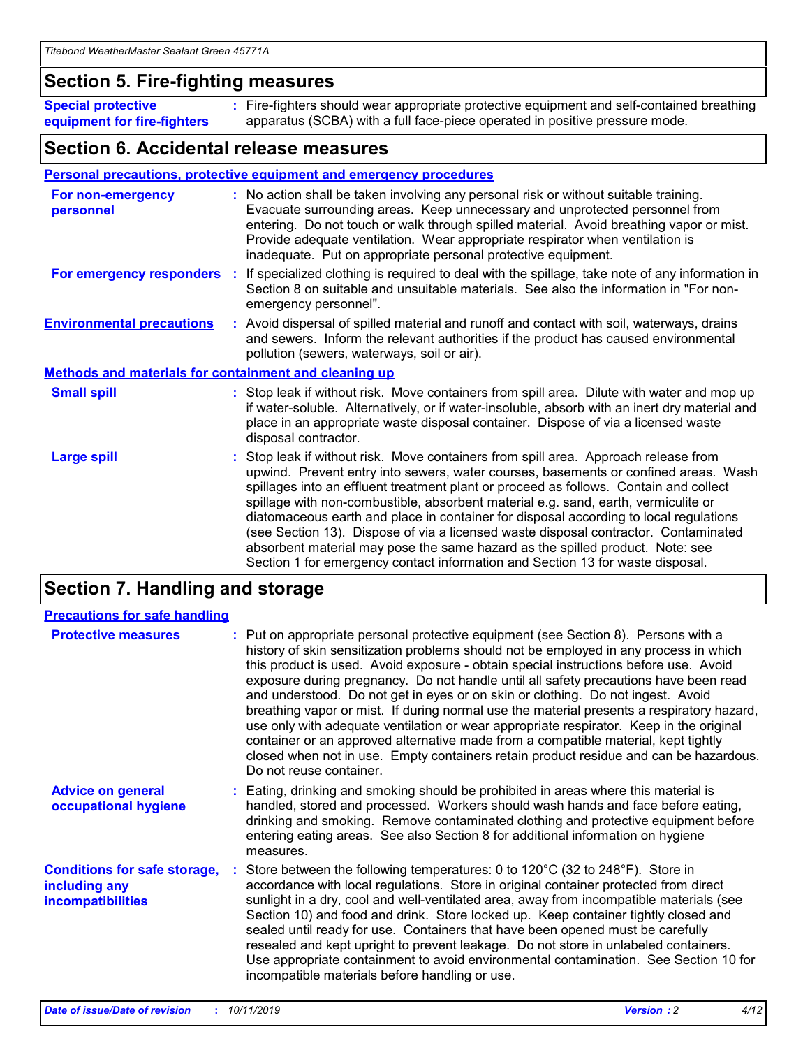## Section 5. Fire-fighting measures

**Special protective equipment for fire-fighters** : Fire-fighters should wear appropriate protective equipment and self-contained breathing apparatus (SCBA) with a full face-piece operated in positive pressure mode.

## Section 6. Accidental release measures

### Personal precautions, protective equipment and emergency procedures

**For non-emergency personnel** : No action shall be taken involving any personal risk or without suitable training. Evacuate surrounding areas. Keep unnecessary and unprotected personnel from entering. Do not touch or walk through spilled material. Avoid breathing vapor or mist. Provide adequate ventilation. Wear appropriate respirator when ventilation is inadequate. Put on appropriate personal protective equipment.

**For emergency responders** : If specialized clothing is required to deal with the spillage, take note of any information in Section 8 on suitable and unsuitable materials. See also the information in "For non-emergency personnel".

**Environmental precautions** : Avoid dispersal of spilled material and runoff and contact with soil, waterways, drains and sewers. Inform the relevant authorities if the product has caused environmental pollution (sewers, waterways, soil or air).

### Methods and materials for containment and cleaning up

**Small spill** : Stop leak if without risk. Move containers from spill area. Dilute with water and mop up if water-soluble. Alternatively, or if water-insoluble, absorb with an inert dry material and place in an appropriate waste disposal container. Dispose of via a licensed waste disposal contractor.

**Large spill** : Stop leak if without risk. Move containers from spill area. Approach release from upwind. Prevent entry into sewers, water courses, basements or confined areas. Wash spillages into an effluent treatment plant or proceed as follows. Contain and collect spillage with non-combustible, absorbent material e.g. sand, earth, vermiculite or diatomaceous earth and place in container for disposal according to local regulations (see Section 13). Dispose of via a licensed waste disposal contractor. Contaminated absorbent material may pose the same hazard as the spilled product. Note: see Section 1 for emergency contact information and Section 13 for waste disposal.

## Section 7. Handling and storage

### Precautions for safe handling

**Protective measures** : Put on appropriate personal protective equipment (see Section 8). Persons with a history of skin sensitization problems should not be employed in any process in which this product is used. Avoid exposure - obtain special instructions before use. Avoid exposure during pregnancy. Do not handle until all safety precautions have been read and understood. Do not get in eyes or on skin or clothing. Do not ingest. Avoid breathing vapor or mist. If during normal use the material presents a respiratory hazard, use only with adequate ventilation or wear appropriate respirator. Keep in the original container or an approved alternative made from a compatible material, kept tightly closed when not in use. Empty containers retain product residue and can be hazardous. Do not reuse container.

**Advice on general occupational hygiene** : Eating, drinking and smoking should be prohibited in areas where this material is handled, stored and processed. Workers should wash hands and face before eating, drinking and smoking. Remove contaminated clothing and protective equipment before entering eating areas. See also Section 8 for additional information on hygiene measures.

**Conditions for safe storage, including any incompatibilities** : Store between the following temperatures: 0 to 120°C (32 to 248°F). Store in accordance with local regulations. Store in original container protected from direct sunlight in a dry, cool and well-ventilated area, away from incompatible materials (see Section 10) and food and drink. Store locked up. Keep container tightly closed and sealed until ready for use. Containers that have been opened must be carefully resealed and kept upright to prevent leakage. Do not store in unlabeled containers. Use appropriate containment to avoid environmental contamination. See Section 10 for incompatible materials before handling or use.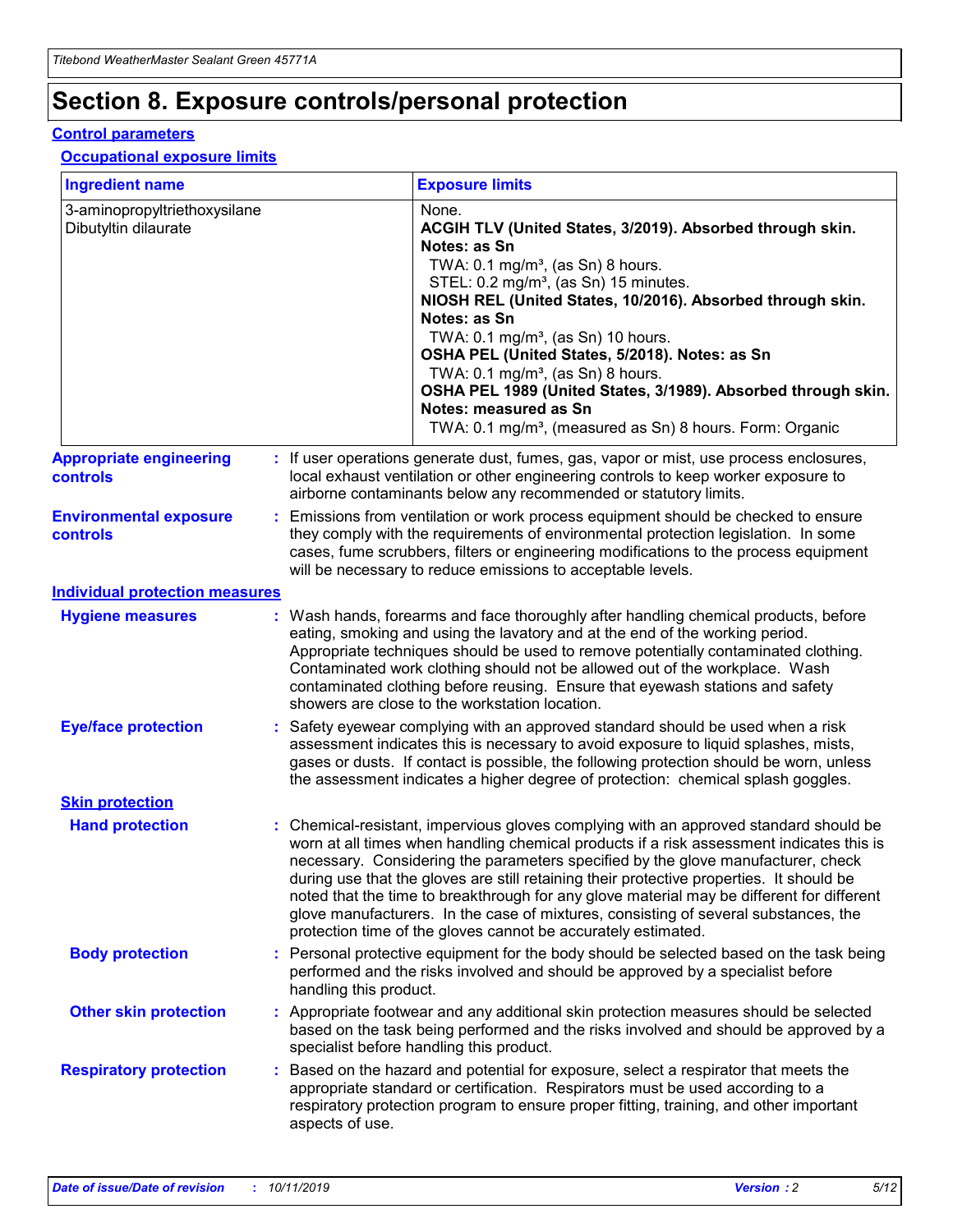# Section 8. Exposure controls/personal protection

## Control parameters

### Occupational exposure limits

| Ingredient name | Exposure limits |
|---|---|
| 3-aminopropyltriethoxysilane<br>Dibutyltin dilaurate | None.<br>**ACGIH TLV (United States, 3/2019). Absorbed through skin. Notes: as Sn**<br>TWA: 0.1 mg/m³, (as Sn) 8 hours.<br>STEL: 0.2 mg/m³, (as Sn) 15 minutes.<br>**NIOSH REL (United States, 10/2016). Absorbed through skin. Notes: as Sn**<br>TWA: 0.1 mg/m³, (as Sn) 10 hours.<br>**OSHA PEL (United States, 5/2018). Notes: as Sn**<br>TWA: 0.1 mg/m³, (as Sn) 8 hours.<br>**OSHA PEL 1989 (United States, 3/1989). Absorbed through skin. Notes: measured as Sn**<br>TWA: 0.1 mg/m³, (measured as Sn) 8 hours. Form: Organic |

**Appropriate engineering controls** : If user operations generate dust, fumes, gas, vapor or mist, use process enclosures, local exhaust ventilation or other engineering controls to keep worker exposure to airborne contaminants below any recommended or statutory limits.

**Environmental exposure controls** : Emissions from ventilation or work process equipment should be checked to ensure they comply with the requirements of environmental protection legislation. In some cases, fume scrubbers, filters or engineering modifications to the process equipment will be necessary to reduce emissions to acceptable levels.

## Individual protection measures

**Hygiene measures** : Wash hands, forearms and face thoroughly after handling chemical products, before eating, smoking and using the lavatory and at the end of the working period. Appropriate techniques should be used to remove potentially contaminated clothing. Contaminated work clothing should not be allowed out of the workplace. Wash contaminated clothing before reusing. Ensure that eyewash stations and safety showers are close to the workstation location.

**Eye/face protection** : Safety eyewear complying with an approved standard should be used when a risk assessment indicates this is necessary to avoid exposure to liquid splashes, mists, gases or dusts. If contact is possible, the following protection should be worn, unless the assessment indicates a higher degree of protection: chemical splash goggles.

### Skin protection

**Hand protection** : Chemical-resistant, impervious gloves complying with an approved standard should be worn at all times when handling chemical products if a risk assessment indicates this is necessary. Considering the parameters specified by the glove manufacturer, check during use that the gloves are still retaining their protective properties. It should be noted that the time to breakthrough for any glove material may be different for different glove manufacturers. In the case of mixtures, consisting of several substances, the protection time of the gloves cannot be accurately estimated.

**Body protection** : Personal protective equipment for the body should be selected based on the task being performed and the risks involved and should be approved by a specialist before handling this product.

**Other skin protection** : Appropriate footwear and any additional skin protection measures should be selected based on the task being performed and the risks involved and should be approved by a specialist before handling this product.

**Respiratory protection** : Based on the hazard and potential for exposure, select a respirator that meets the appropriate standard or certification. Respirators must be used according to a respiratory protection program to ensure proper fitting, training, and other important aspects of use.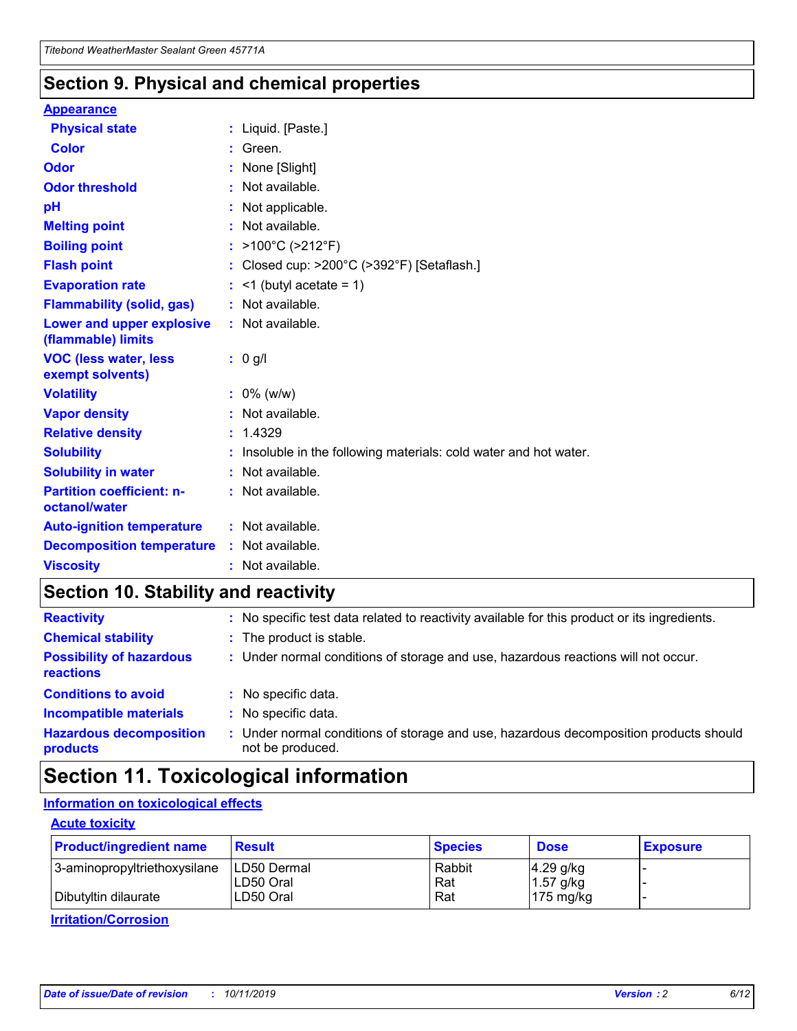## Section 9. Physical and chemical properties

**Appearance**

| | |
|---|---|
| **Physical state** | : Liquid. [Paste.] |
| **Color** | : Green. |
| **Odor** | : None [Slight] |
| **Odor threshold** | : Not available. |
| **pH** | : Not applicable. |
| **Melting point** | : Not available. |
| **Boiling point** | : >100°C (>212°F) |
| **Flash point** | : Closed cup: >200°C (>392°F) [Setaflash.] |
| **Evaporation rate** | : <1 (butyl acetate = 1) |
| **Flammability (solid, gas)** | : Not available. |
| **Lower and upper explosive (flammable) limits** | : Not available. |
| **VOC (less water, less exempt solvents)** | : 0 g/l |
| **Volatility** | : 0% (w/w) |
| **Vapor density** | : Not available. |
| **Relative density** | : 1.4329 |
| **Solubility** | : Insoluble in the following materials: cold water and hot water. |
| **Solubility in water** | : Not available. |
| **Partition coefficient: n-octanol/water** | : Not available. |
| **Auto-ignition temperature** | : Not available. |
| **Decomposition temperature** | : Not available. |
| **Viscosity** | : Not available. |

## Section 10. Stability and reactivity

| | |
|---|---|
| **Reactivity** | : No specific test data related to reactivity available for this product or its ingredients. |
| **Chemical stability** | : The product is stable. |
| **Possibility of hazardous reactions** | : Under normal conditions of storage and use, hazardous reactions will not occur. |
| **Conditions to avoid** | : No specific data. |
| **Incompatible materials** | : No specific data. |
| **Hazardous decomposition products** | : Under normal conditions of storage and use, hazardous decomposition products should not be produced. |

## Section 11. Toxicological information

**Information on toxicological effects**

**Acute toxicity**

| Product/ingredient name | Result | Species | Dose | Exposure |
|---|---|---|---|---|
| 3-aminopropyltriethoxysilane | LD50 Dermal | Rabbit | 4.29 g/kg | - |
| | LD50 Oral | Rat | 1.57 g/kg | - |
| Dibutyltin dilaurate | LD50 Oral | Rat | 175 mg/kg | - |

**Irritation/Corrosion**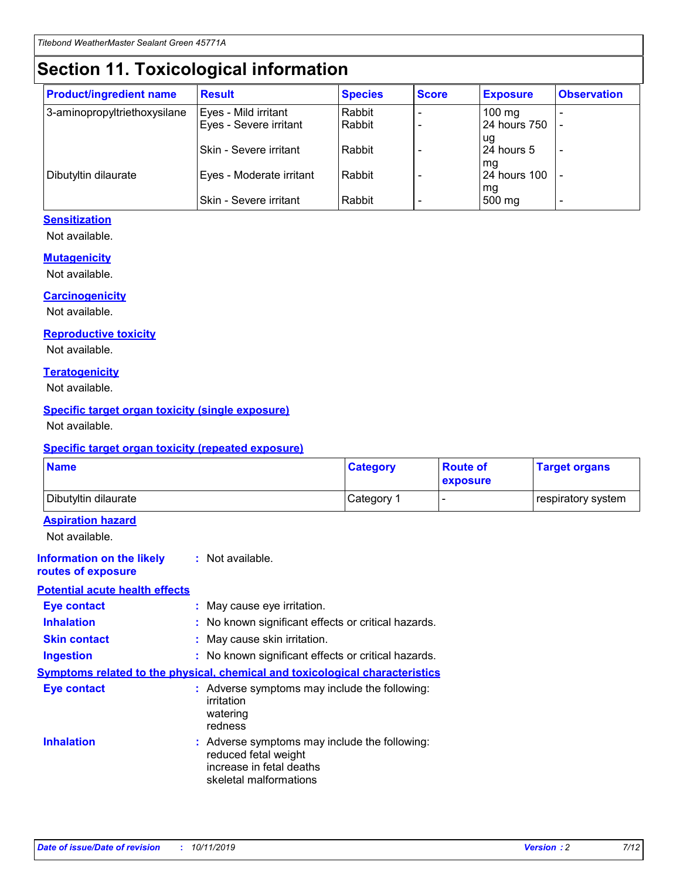# Section 11. Toxicological information

| Product/ingredient name | Result | Species | Score | Exposure | Observation |
|---|---|---|---|---|---|
| 3-aminopropyltriethoxysilane | Eyes - Mild irritant | Rabbit | - | 100 mg | - |
| | Eyes - Severe irritant | Rabbit | - | 24 hours 750 ug | - |
| | Skin - Severe irritant | Rabbit | - | 24 hours 5 mg | - |
| Dibutyltin dilaurate | Eyes - Moderate irritant | Rabbit | - | 24 hours 100 mg | - |
| | Skin - Severe irritant | Rabbit | - | 500 mg | - |

### Sensitization

Not available.

### Mutagenicity

Not available.

### Carcinogenicity

Not available.

### Reproductive toxicity

Not available.

### Teratogenicity

Not available.

### Specific target organ toxicity (single exposure)

Not available.

### Specific target organ toxicity (repeated exposure)

| Name | Category | Route of exposure | Target organs |
|---|---|---|---|
| Dibutyltin dilaurate | Category 1 | - | respiratory system |

### Aspiration hazard

Not available.

**Information on the likely routes of exposure** : Not available.

### Potential acute health effects

**Eye contact** : May cause eye irritation.

**Inhalation** : No known significant effects or critical hazards.

**Skin contact** : May cause skin irritation.

**Ingestion** : No known significant effects or critical hazards.

### Symptoms related to the physical, chemical and toxicological characteristics

**Eye contact** : Adverse symptoms may include the following:
irritation
watering
redness

**Inhalation** : Adverse symptoms may include the following:
reduced fetal weight
increase in fetal deaths
skeletal malformations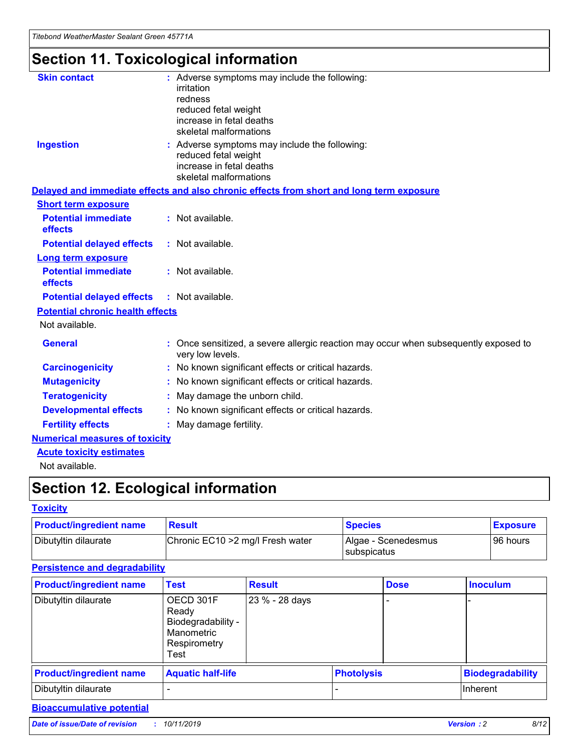# Section 11. Toxicological information

**Skin contact** : Adverse symptoms may include the following:
irritation
redness
reduced fetal weight
increase in fetal deaths
skeletal malformations

**Ingestion** : Adverse symptoms may include the following:
reduced fetal weight
increase in fetal deaths
skeletal malformations

**Delayed and immediate effects and also chronic effects from short and long term exposure**

**Short term exposure**

**Potential immediate effects** : Not available.

**Potential delayed effects** : Not available.

**Long term exposure**

**Potential immediate effects** : Not available.

**Potential delayed effects** : Not available.

**Potential chronic health effects**

Not available.

**General** : Once sensitized, a severe allergic reaction may occur when subsequently exposed to very low levels.

**Carcinogenicity** : No known significant effects or critical hazards.

**Mutagenicity** : No known significant effects or critical hazards.

**Teratogenicity** : May damage the unborn child.

**Developmental effects** : No known significant effects or critical hazards.

**Fertility effects** : May damage fertility.

**Numerical measures of toxicity**

**Acute toxicity estimates**

Not available.

# Section 12. Ecological information

**Toxicity**

| Product/ingredient name | Result | Species | Exposure |
|---|---|---|---|
| Dibutyltin dilaurate | Chronic EC10 >2 mg/l Fresh water | Algae - Scenedesmus subspicatus | 96 hours |

**Persistence and degradability**

| Product/ingredient name | Test | Result | Dose | Inoculum |
|---|---|---|---|---|
| Dibutyltin dilaurate | OECD 301F Ready Biodegradability - Manometric Respirometry Test | 23 % - 28 days | - | - |

| Product/ingredient name | Aquatic half-life | Photolysis | Biodegradability |
|---|---|---|---|
| Dibutyltin dilaurate | - | - | Inherent |

**Bioaccumulative potential**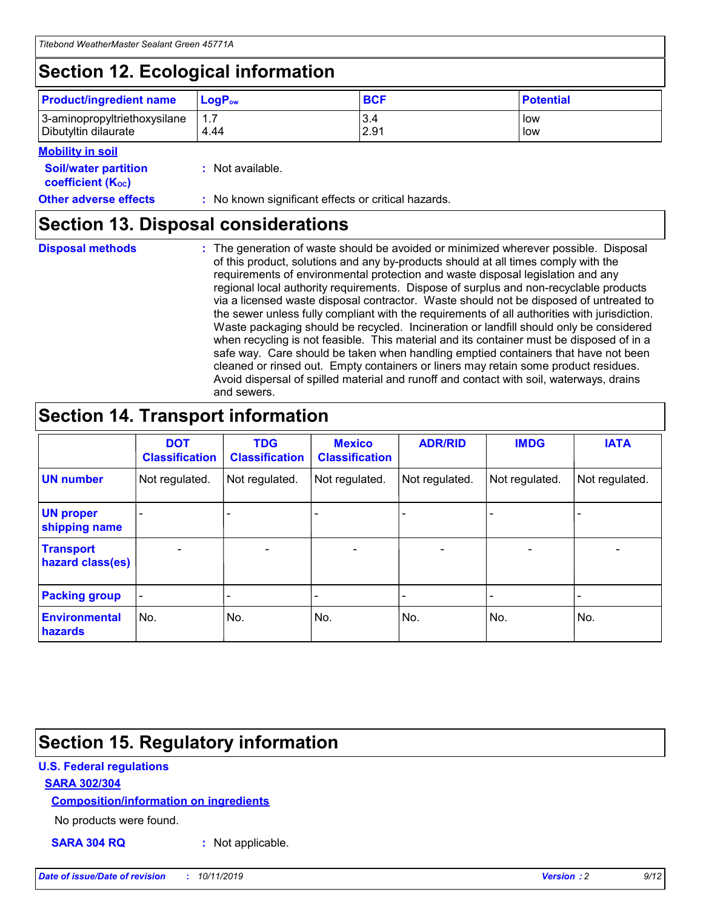## Section 12. Ecological information

| Product/ingredient name | $LogP_{ow}$ | BCF | Potential |
|---|---|---|---|
| 3-aminopropyltriethoxysilane | 1.7 | 3.4 | low |
| Dibutyltin dilaurate | 4.44 | 2.91 | low |

**Mobility in soil**

**Soil/water partition coefficient ($K_{OC}$)** : Not available.

**Other adverse effects** : No known significant effects or critical hazards.

## Section 13. Disposal considerations

**Disposal methods** : The generation of waste should be avoided or minimized wherever possible. Disposal of this product, solutions and any by-products should at all times comply with the requirements of environmental protection and waste disposal legislation and any regional local authority requirements. Dispose of surplus and non-recyclable products via a licensed waste disposal contractor. Waste should not be disposed of untreated to the sewer unless fully compliant with the requirements of all authorities with jurisdiction. Waste packaging should be recycled. Incineration or landfill should only be considered when recycling is not feasible. This material and its container must be disposed of in a safe way. Care should be taken when handling emptied containers that have not been cleaned or rinsed out. Empty containers or liners may retain some product residues. Avoid dispersal of spilled material and runoff and contact with soil, waterways, drains and sewers.

## Section 14. Transport information

| | DOT Classification | TDG Classification | Mexico Classification | ADR/RID | IMDG | IATA |
|---|---|---|---|---|---|---|
| UN number | Not regulated. | Not regulated. | Not regulated. | Not regulated. | Not regulated. | Not regulated. |
| UN proper shipping name | - | - | - | - | - | - |
| Transport hazard class(es) | - | - | - | - | - | - |
| Packing group | - | - | - | - | - | - |
| Environmental hazards | No. | No. | No. | No. | No. | No. |

## Section 15. Regulatory information

**U.S. Federal regulations**

**SARA 302/304**

**Composition/information on ingredients**

No products were found.

**SARA 304 RQ** : Not applicable.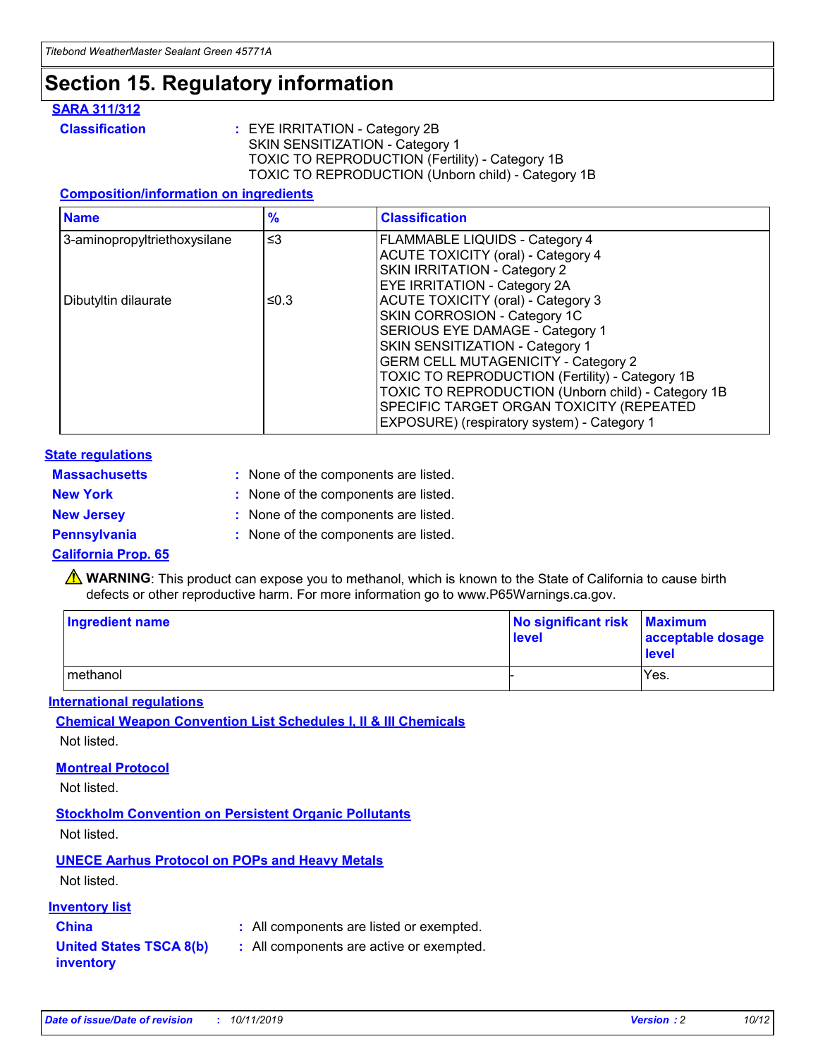# Section 15. Regulatory information

### SARA 311/312

**Classification** : EYE IRRITATION - Category 2B
SKIN SENSITIZATION - Category 1
TOXIC TO REPRODUCTION (Fertility) - Category 1B
TOXIC TO REPRODUCTION (Unborn child) - Category 1B

#### Composition/information on ingredients

| Name | % | Classification |
| --- | --- | --- |
| 3-aminopropyltriethoxysilane | ≤3 | FLAMMABLE LIQUIDS - Category 4<br>ACUTE TOXICITY (oral) - Category 4<br>SKIN IRRITATION - Category 2<br>EYE IRRITATION - Category 2A |
| Dibutyltin dilaurate | ≤0.3 | ACUTE TOXICITY (oral) - Category 3<br>SKIN CORROSION - Category 1C<br>SERIOUS EYE DAMAGE - Category 1<br>SKIN SENSITIZATION - Category 1<br>GERM CELL MUTAGENICITY - Category 2<br>TOXIC TO REPRODUCTION (Fertility) - Category 1B<br>TOXIC TO REPRODUCTION (Unborn child) - Category 1B<br>SPECIFIC TARGET ORGAN TOXICITY (REPEATED EXPOSURE) (respiratory system) - Category 1 |

### State regulations

**Massachusetts** : None of the components are listed.

**New York** : None of the components are listed.

**New Jersey** : None of the components are listed.

**Pennsylvania** : None of the components are listed.

### California Prop. 65

⚠ **WARNING**: This product can expose you to methanol, which is known to the State of California to cause birth defects or other reproductive harm. For more information go to www.P65Warnings.ca.gov.

| Ingredient name | No significant risk level | Maximum acceptable dosage level |
| --- | --- | --- |
| methanol | - | Yes. |

### International regulations

#### Chemical Weapon Convention List Schedules I, II & III Chemicals

Not listed.

#### Montreal Protocol

Not listed.

#### Stockholm Convention on Persistent Organic Pollutants

Not listed.

#### UNECE Aarhus Protocol on POPs and Heavy Metals

Not listed.

### Inventory list

**China** : All components are listed or exempted.

**United States TSCA 8(b) inventory** : All components are active or exempted.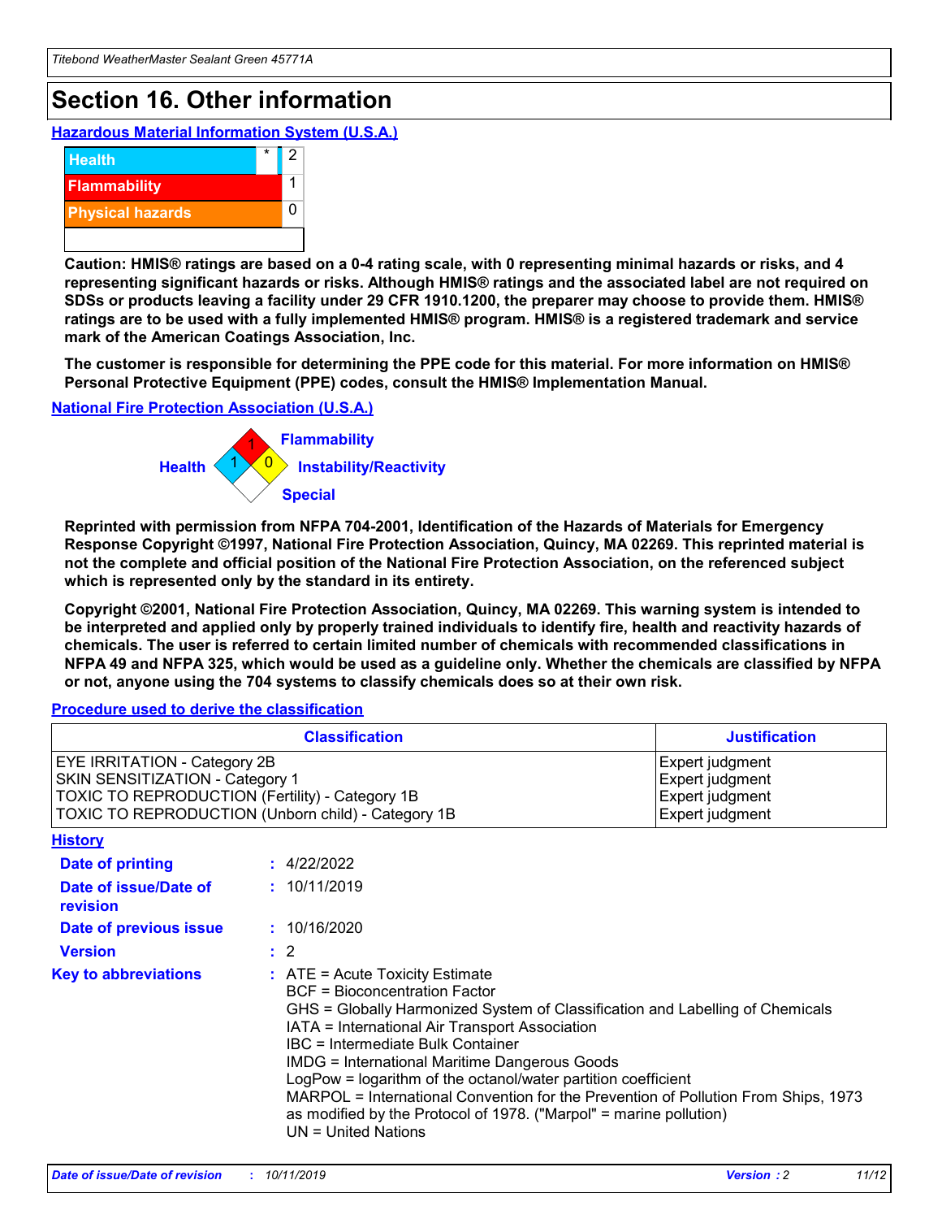# Section 16. Other information

### Hazardous Material Information System (U.S.A.)

| | | |
|---|---|---|
| Health | * | 2 |
| Flammability | | 1 |
| Physical hazards | | 0 |
| | | |

**Caution: HMIS® ratings are based on a 0-4 rating scale, with 0 representing minimal hazards or risks, and 4 representing significant hazards or risks. Although HMIS® ratings and the associated label are not required on SDSs or products leaving a facility under 29 CFR 1910.1200, the preparer may choose to provide them. HMIS® ratings are to be used with a fully implemented HMIS® program. HMIS® is a registered trademark and service mark of the American Coatings Association, Inc.**

**The customer is responsible for determining the PPE code for this material. For more information on HMIS® Personal Protective Equipment (PPE) codes, consult the HMIS® Implementation Manual.**

### National Fire Protection Association (U.S.A.)

Health: 1
Flammability: 1
Instability/Reactivity: 0
Special:

**Reprinted with permission from NFPA 704-2001, Identification of the Hazards of Materials for Emergency Response Copyright ©1997, National Fire Protection Association, Quincy, MA 02269. This reprinted material is not the complete and official position of the National Fire Protection Association, on the referenced subject which is represented only by the standard in its entirety.**

**Copyright ©2001, National Fire Protection Association, Quincy, MA 02269. This warning system is intended to be interpreted and applied only by properly trained individuals to identify fire, health and reactivity hazards of chemicals. The user is referred to certain limited number of chemicals with recommended classifications in NFPA 49 and NFPA 325, which would be used as a guideline only. Whether the chemicals are classified by NFPA or not, anyone using the 704 systems to classify chemicals does so at their own risk.**

### Procedure used to derive the classification

| Classification | Justification |
|---|---|
| EYE IRRITATION - Category 2B | Expert judgment |
| SKIN SENSITIZATION - Category 1 | Expert judgment |
| TOXIC TO REPRODUCTION (Fertility) - Category 1B | Expert judgment |
| TOXIC TO REPRODUCTION (Unborn child) - Category 1B | Expert judgment |

### History

**Date of printing** : 4/22/2022

**Date of issue/Date of revision** : 10/11/2019

**Date of previous issue** : 10/16/2020

**Version** : 2

**Key to abbreviations** :
ATE = Acute Toxicity Estimate
BCF = Bioconcentration Factor
GHS = Globally Harmonized System of Classification and Labelling of Chemicals
IATA = International Air Transport Association
IBC = Intermediate Bulk Container
IMDG = International Maritime Dangerous Goods
LogPow = logarithm of the octanol/water partition coefficient
MARPOL = International Convention for the Prevention of Pollution From Ships, 1973 as modified by the Protocol of 1978. ("Marpol" = marine pollution)
UN = United Nations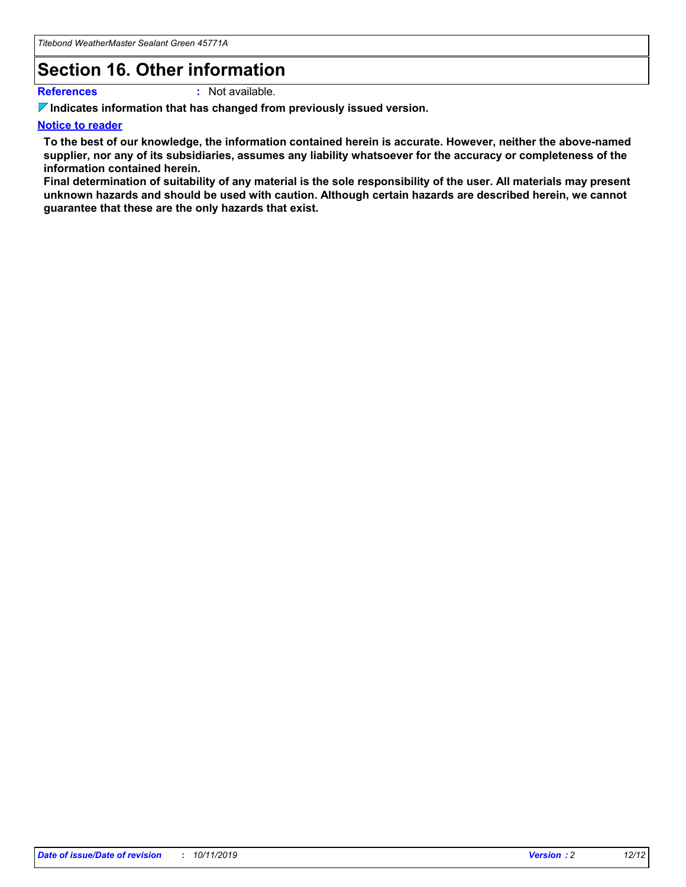# Section 16. Other information

**References** : Not available.

**Indicates information that has changed from previously issued version.**

**Notice to reader**

**To the best of our knowledge, the information contained herein is accurate. However, neither the above-named supplier, nor any of its subsidiaries, assumes any liability whatsoever for the accuracy or completeness of the information contained herein.**

**Final determination of suitability of any material is the sole responsibility of the user. All materials may present unknown hazards and should be used with caution. Although certain hazards are described herein, we cannot guarantee that these are the only hazards that exist.**